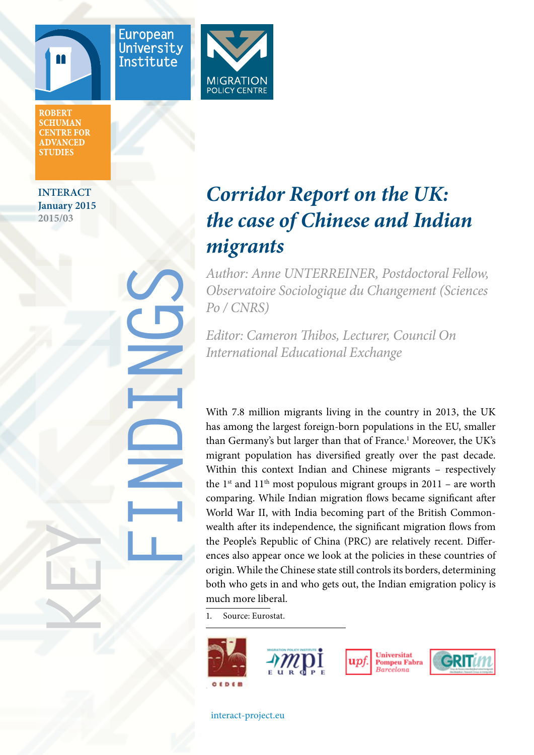European University Institute

MIGRATION POLICY CENTRE

ROBERT SCHUMAN CENTRE FOR ADVANCED STUDIES

INTERACT
January 2015
2015/03

KEY FINDINGS

# *Corridor Report on the UK: the case of Chinese and Indian migrants*

*Author: Anne UNTERREINER, Postdoctoral Fellow, Observatoire Sociologique du Changement (Sciences Po / CNRS)*

*Editor: Cameron Thibos, Lecturer, Council On International Educational Exchange*

With 7.8 million migrants living in the country in 2013, the UK has among the largest foreign-born populations in the EU, smaller than Germany's but larger than that of France.[1] Moreover, the UK's migrant population has diversified greatly over the past decade. Within this context Indian and Chinese migrants – respectively the 1st and 11th most populous migrant groups in 2011 – are worth comparing. While Indian migration flows became significant after World War II, with India becoming part of the British Commonwealth after its independence, the significant migration flows from the People's Republic of China (PRC) are relatively recent. Differences also appear once we look at the policies in these countries of origin. While the Chinese state still controls its borders, determining both who gets in and who gets out, the Indian emigration policy is much more liberal.

1. Source: Eurostat.

CEDEM | Migration Policy Institute Europe | Universitat Pompeu Fabra Barcelona | GRITim

interact-project.eu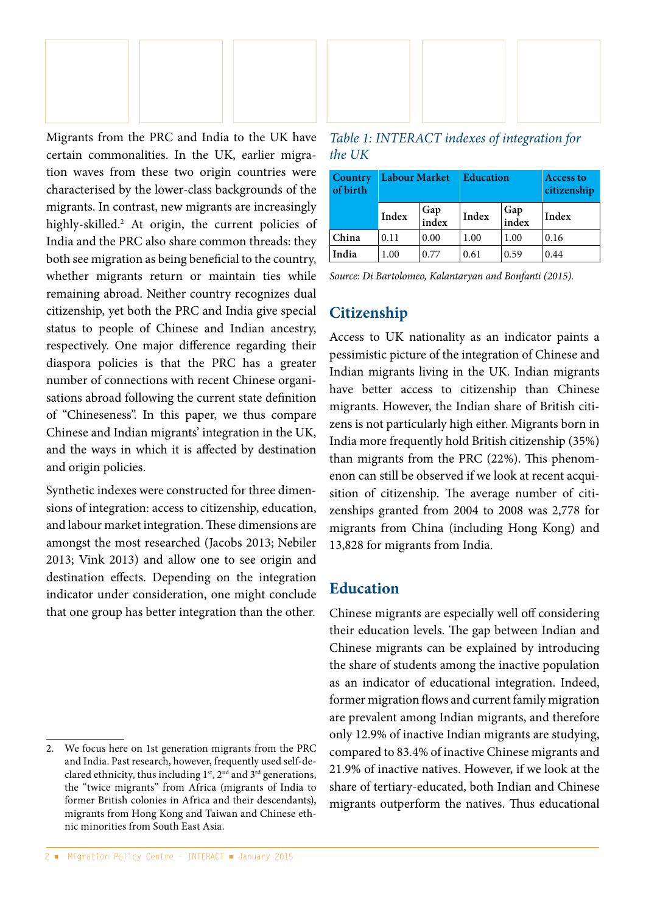Migrants from the PRC and India to the UK have certain commonalities. In the UK, earlier migration waves from these two origin countries were characterised by the lower-class backgrounds of the migrants. In contrast, new migrants are increasingly highly-skilled.[2] At origin, the current policies of India and the PRC also share common threads: they both see migration as being beneficial to the country, whether migrants return or maintain ties while remaining abroad. Neither country recognizes dual citizenship, yet both the PRC and India give special status to people of Chinese and Indian ancestry, respectively. One major difference regarding their diaspora policies is that the PRC has a greater number of connections with recent Chinese organisations abroad following the current state definition of "Chineseness". In this paper, we thus compare Chinese and Indian migrants' integration in the UK, and the ways in which it is affected by destination and origin policies.

Synthetic indexes were constructed for three dimensions of integration: access to citizenship, education, and labour market integration. These dimensions are amongst the most researched (Jacobs 2013; Nebiler 2013; Vink 2013) and allow one to see origin and destination effects. Depending on the integration indicator under consideration, one might conclude that one group has better integration than the other.

*Table 1: INTERACT indexes of integration for the UK*

| Country of birth | Labour Market | | Education | | Access to citizenship |
|---|---|---|---|---|---|
| | Index | Gap index | Index | Gap index | Index |
| China | 0.11 | 0.00 | 1.00 | 1.00 | 0.16 |
| India | 1.00 | 0.77 | 0.61 | 0.59 | 0.44 |

*Source: Di Bartolomeo, Kalantaryan and Bonfanti (2015).*

## Citizenship

Access to UK nationality as an indicator paints a pessimistic picture of the integration of Chinese and Indian migrants living in the UK. Indian migrants have better access to citizenship than Chinese migrants. However, the Indian share of British citizens is not particularly high either. Migrants born in India more frequently hold British citizenship (35%) than migrants from the PRC (22%). This phenomenon can still be observed if we look at recent acquisition of citizenship. The average number of citizenships granted from 2004 to 2008 was 2,778 for migrants from China (including Hong Kong) and 13,828 for migrants from India.

## Education

Chinese migrants are especially well off considering their education levels. The gap between Indian and Chinese migrants can be explained by introducing the share of students among the inactive population as an indicator of educational integration. Indeed, former migration flows and current family migration are prevalent among Indian migrants, and therefore only 12.9% of inactive Indian migrants are studying, compared to 83.4% of inactive Chinese migrants and 21.9% of inactive natives. However, if we look at the share of tertiary-educated, both Indian and Chinese migrants outperform the natives. Thus educational

---

2. We focus here on 1st generation migrants from the PRC and India. Past research, however, frequently used self-declared ethnicity, thus including 1st, 2nd and 3rd generations, the "twice migrants" from Africa (migrants of India to former British colonies in Africa and their descendants), migrants from Hong Kong and Taiwan and Chinese ethnic minorities from South East Asia.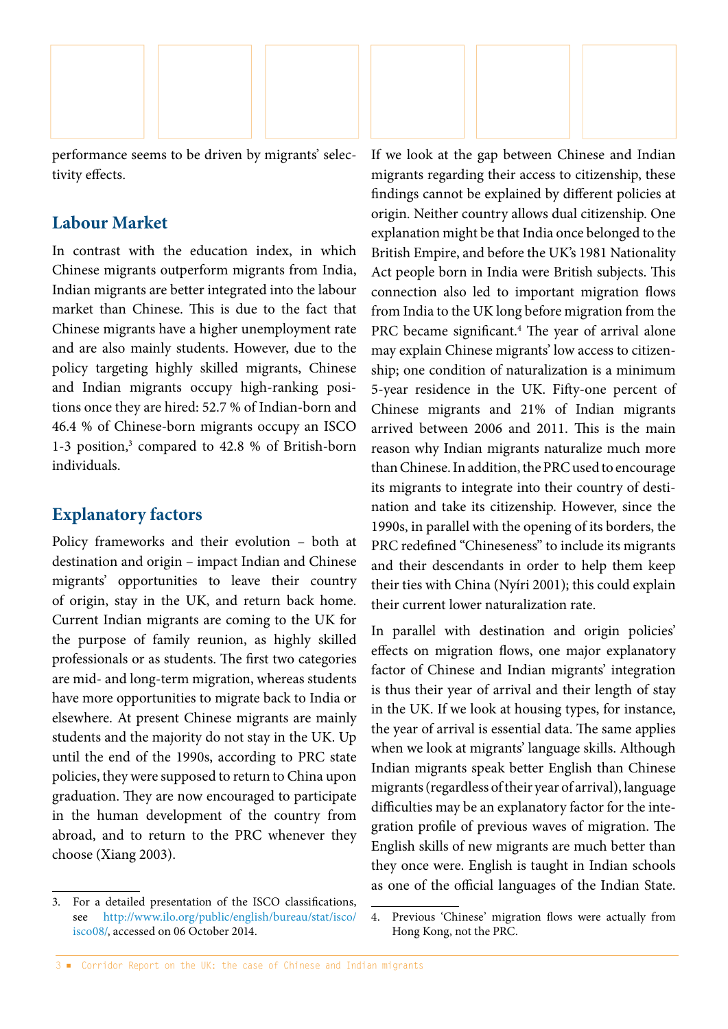performance seems to be driven by migrants' selectivity effects.

## Labour Market

In contrast with the education index, in which Chinese migrants outperform migrants from India, Indian migrants are better integrated into the labour market than Chinese. This is due to the fact that Chinese migrants have a higher unemployment rate and are also mainly students. However, due to the policy targeting highly skilled migrants, Chinese and Indian migrants occupy high-ranking positions once they are hired: 52.7 % of Indian-born and 46.4 % of Chinese-born migrants occupy an ISCO 1-3 position,[3] compared to 42.8 % of British-born individuals.

## Explanatory factors

Policy frameworks and their evolution – both at destination and origin – impact Indian and Chinese migrants' opportunities to leave their country of origin, stay in the UK, and return back home. Current Indian migrants are coming to the UK for the purpose of family reunion, as highly skilled professionals or as students. The first two categories are mid- and long-term migration, whereas students have more opportunities to migrate back to India or elsewhere. At present Chinese migrants are mainly students and the majority do not stay in the UK. Up until the end of the 1990s, according to PRC state policies, they were supposed to return to China upon graduation. They are now encouraged to participate in the human development of the country from abroad, and to return to the PRC whenever they choose (Xiang 2003).

If we look at the gap between Chinese and Indian migrants regarding their access to citizenship, these findings cannot be explained by different policies at origin. Neither country allows dual citizenship. One explanation might be that India once belonged to the British Empire, and before the UK's 1981 Nationality Act people born in India were British subjects. This connection also led to important migration flows from India to the UK long before migration from the PRC became significant.[4] The year of arrival alone may explain Chinese migrants' low access to citizenship; one condition of naturalization is a minimum 5-year residence in the UK. Fifty-one percent of Chinese migrants and 21% of Indian migrants arrived between 2006 and 2011. This is the main reason why Indian migrants naturalize much more than Chinese. In addition, the PRC used to encourage its migrants to integrate into their country of destination and take its citizenship. However, since the 1990s, in parallel with the opening of its borders, the PRC redefined "Chineseness" to include its migrants and their descendants in order to help them keep their ties with China (Nyíri 2001); this could explain their current lower naturalization rate.

In parallel with destination and origin policies' effects on migration flows, one major explanatory factor of Chinese and Indian migrants' integration is thus their year of arrival and their length of stay in the UK. If we look at housing types, for instance, the year of arrival is essential data. The same applies when we look at migrants' language skills. Although Indian migrants speak better English than Chinese migrants (regardless of their year of arrival), language difficulties may be an explanatory factor for the integration profile of previous waves of migration. The English skills of new migrants are much better than they once were. English is taught in Indian schools as one of the official languages of the Indian State.

---

3. For a detailed presentation of the ISCO classifications, see http://www.ilo.org/public/english/bureau/stat/isco/isco08/, accessed on 06 October 2014.

4. Previous 'Chinese' migration flows were actually from Hong Kong, not the PRC.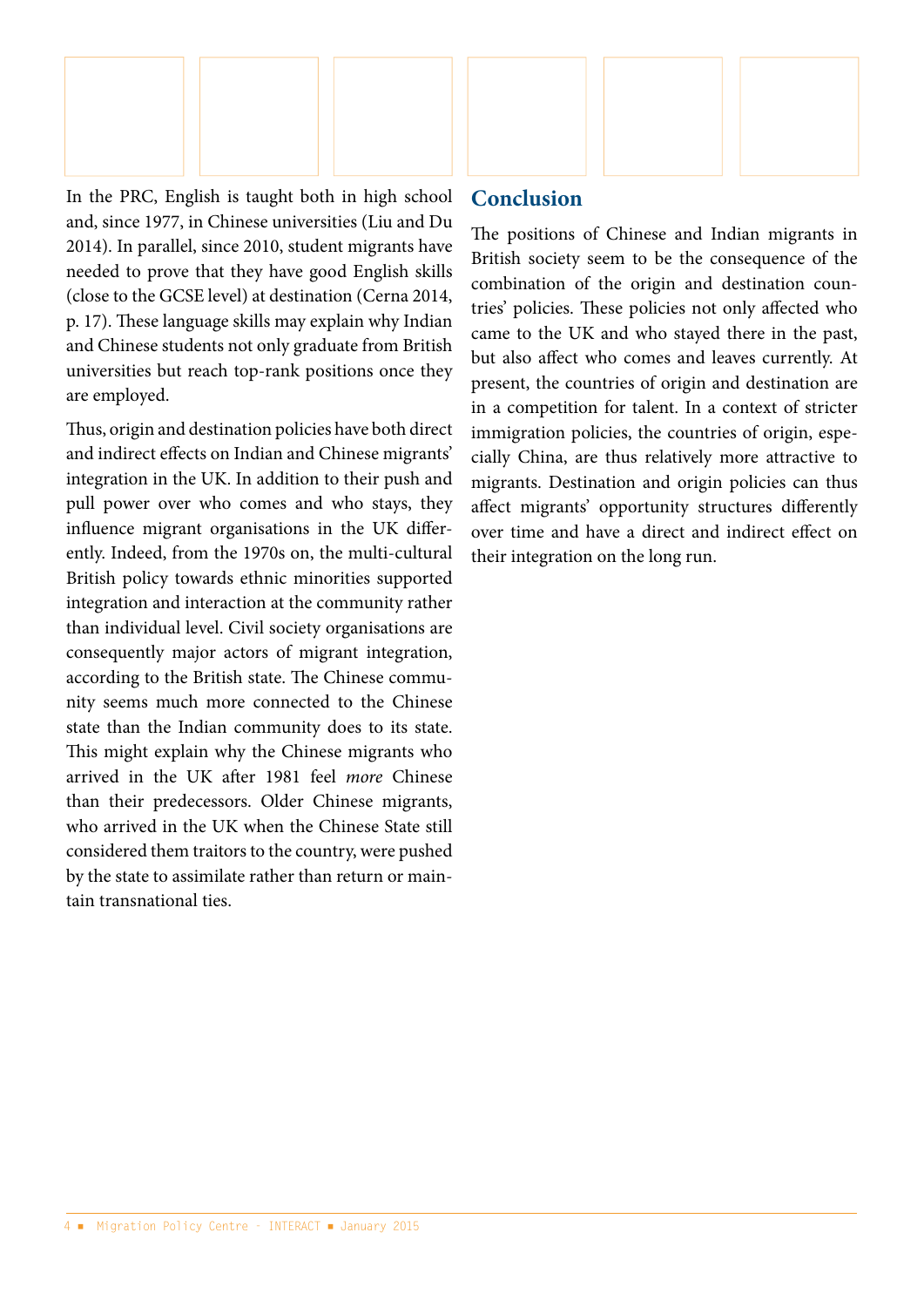In the PRC, English is taught both in high school and, since 1977, in Chinese universities (Liu and Du 2014). In parallel, since 2010, student migrants have needed to prove that they have good English skills (close to the GCSE level) at destination (Cerna 2014, p. 17). These language skills may explain why Indian and Chinese students not only graduate from British universities but reach top-rank positions once they are employed.

Thus, origin and destination policies have both direct and indirect effects on Indian and Chinese migrants' integration in the UK. In addition to their push and pull power over who comes and who stays, they influence migrant organisations in the UK differently. Indeed, from the 1970s on, the multi-cultural British policy towards ethnic minorities supported integration and interaction at the community rather than individual level. Civil society organisations are consequently major actors of migrant integration, according to the British state. The Chinese community seems much more connected to the Chinese state than the Indian community does to its state. This might explain why the Chinese migrants who arrived in the UK after 1981 feel *more* Chinese than their predecessors. Older Chinese migrants, who arrived in the UK when the Chinese State still considered them traitors to the country, were pushed by the state to assimilate rather than return or maintain transnational ties.

## Conclusion

The positions of Chinese and Indian migrants in British society seem to be the consequence of the combination of the origin and destination countries' policies. These policies not only affected who came to the UK and who stayed there in the past, but also affect who comes and leaves currently. At present, the countries of origin and destination are in a competition for talent. In a context of stricter immigration policies, the countries of origin, especially China, are thus relatively more attractive to migrants. Destination and origin policies can thus affect migrants' opportunity structures differently over time and have a direct and indirect effect on their integration on the long run.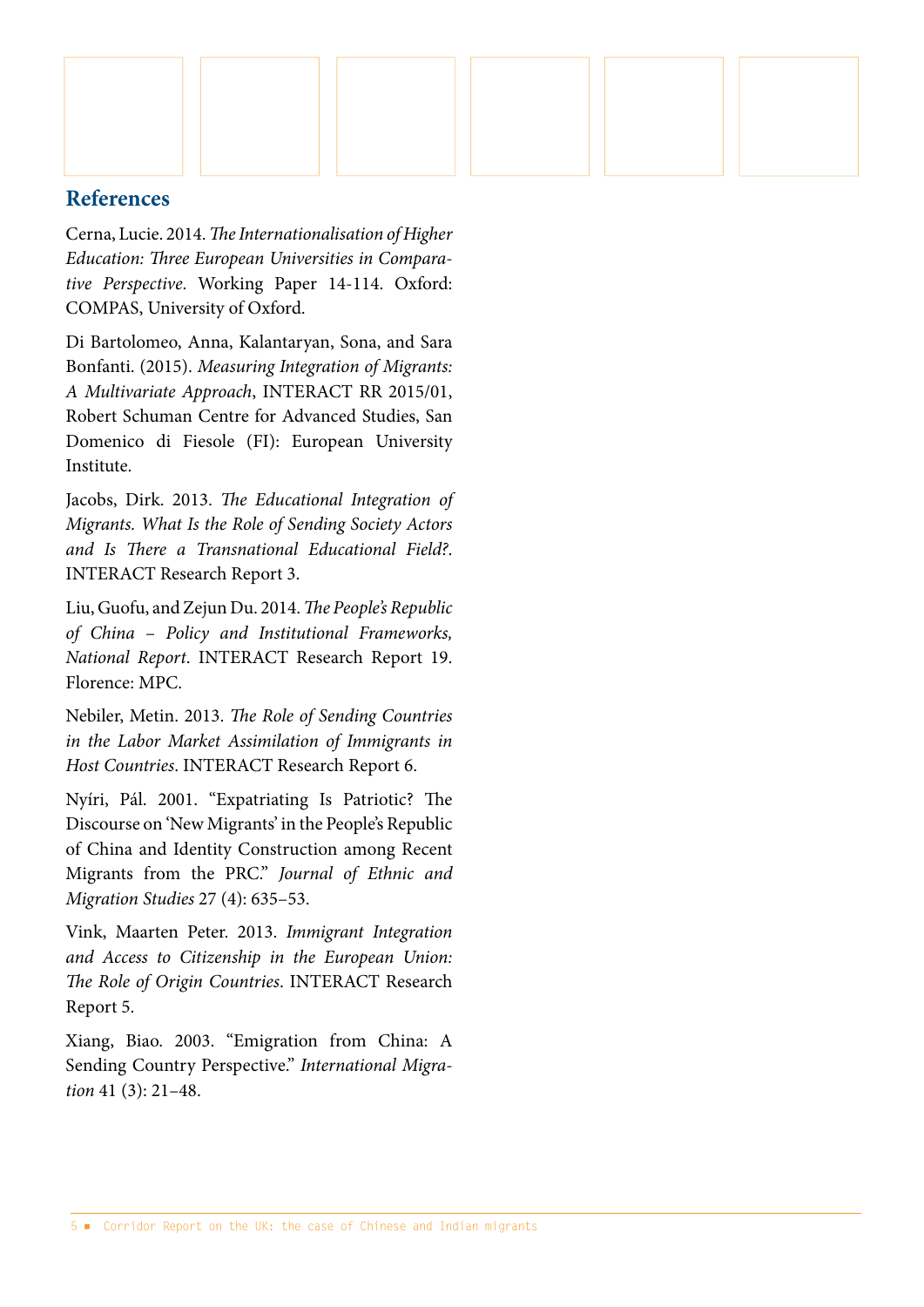## References

Cerna, Lucie. 2014. *The Internationalisation of Higher Education: Three European Universities in Comparative Perspective*. Working Paper 14-114. Oxford: COMPAS, University of Oxford.

Di Bartolomeo, Anna, Kalantaryan, Sona, and Sara Bonfanti. (2015). *Measuring Integration of Migrants: A Multivariate Approach*, INTERACT RR 2015/01, Robert Schuman Centre for Advanced Studies, San Domenico di Fiesole (FI): European University Institute.

Jacobs, Dirk. 2013. *The Educational Integration of Migrants. What Is the Role of Sending Society Actors and Is There a Transnational Educational Field?*. INTERACT Research Report 3.

Liu, Guofu, and Zejun Du. 2014. *The People's Republic of China – Policy and Institutional Frameworks, National Report*. INTERACT Research Report 19. Florence: MPC.

Nebiler, Metin. 2013. *The Role of Sending Countries in the Labor Market Assimilation of Immigrants in Host Countries*. INTERACT Research Report 6.

Nyíri, Pál. 2001. "Expatriating Is Patriotic? The Discourse on 'New Migrants' in the People's Republic of China and Identity Construction among Recent Migrants from the PRC." *Journal of Ethnic and Migration Studies* 27 (4): 635–53.

Vink, Maarten Peter. 2013. *Immigrant Integration and Access to Citizenship in the European Union: The Role of Origin Countries*. INTERACT Research Report 5.

Xiang, Biao. 2003. "Emigration from China: A Sending Country Perspective." *International Migration* 41 (3): 21–48.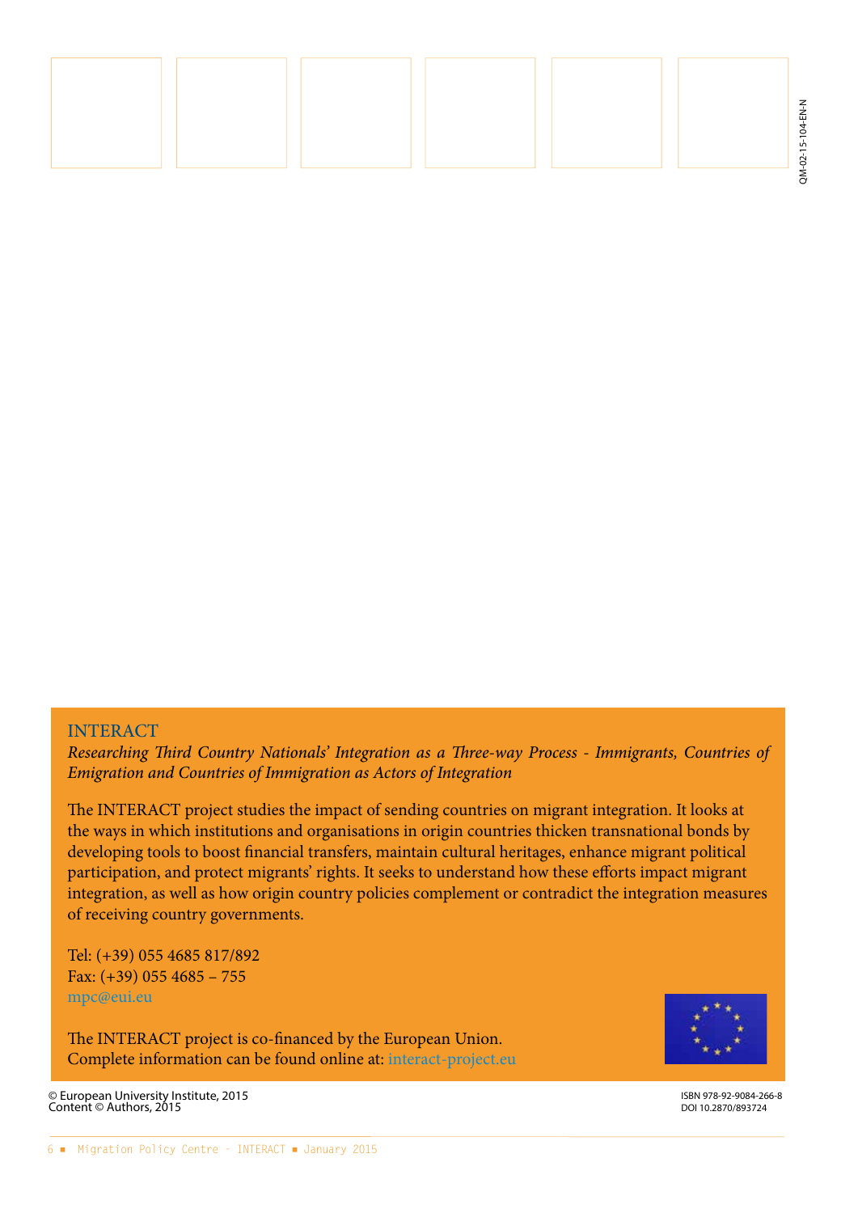QM-02-15-104-EN-N

## INTERACT

*Researching Third Country Nationals' Integration as a Three-way Process - Immigrants, Countries of Emigration and Countries of Immigration as Actors of Integration*

The INTERACT project studies the impact of sending countries on migrant integration. It looks at the ways in which institutions and organisations in origin countries thicken transnational bonds by developing tools to boost financial transfers, maintain cultural heritages, enhance migrant political participation, and protect migrants' rights. It seeks to understand how these efforts impact migrant integration, as well as how origin country policies complement or contradict the integration measures of receiving country governments.

Tel: (+39) 055 4685 817/892
Fax: (+39) 055 4685 – 755
mpc@eui.eu

The INTERACT project is co-financed by the European Union.
Complete information can be found online at: interact-project.eu

© European University Institute, 2015
Content © Authors, 2015

ISBN 978-92-9084-266-8
DOI 10.2870/893724